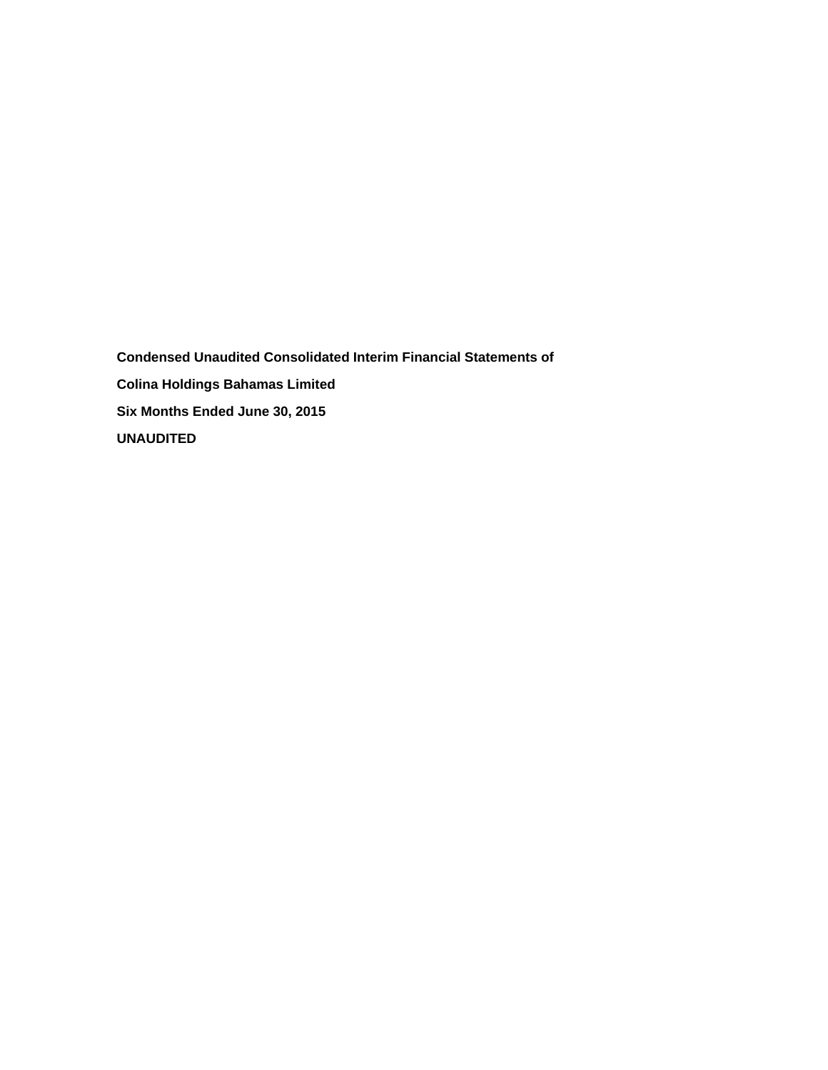**Condensed Unaudited Consolidated Interim Financial Statements of**

**Colina Holdings Bahamas Limited**

**Six Months Ended June 30, 2015**

**UNAUDITED**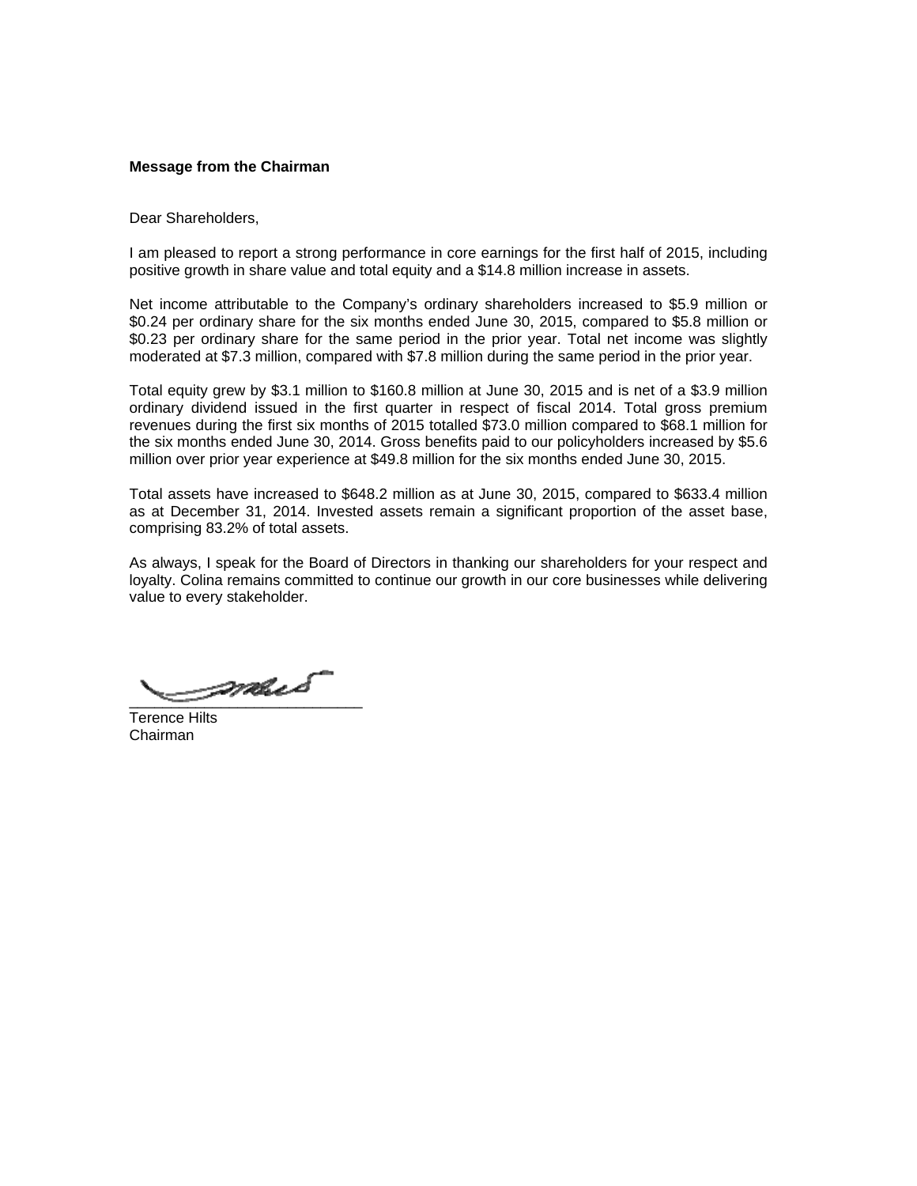**Message from the Chairman**

Dear Shareholders,

I am pleased to report a strong performance in core earnings for the first half of 2015, including positive growth in share value and total equity and a $14.8 million increase in assets.

Net income attributable to the Company's ordinary shareholders increased to $5.9 million or $0.24 per ordinary share for the six months ended June 30, 2015, compared to $5.8 million or $0.23 per ordinary share for the same period in the prior year. Total net income was slightly moderated at $7.3 million, compared with $7.8 million during the same period in the prior year.

Total equity grew by $3.1 million to $160.8 million at June 30, 2015 and is net of a $3.9 million ordinary dividend issued in the first quarter in respect of fiscal 2014. Total gross premium revenues during the first six months of 2015 totalled $73.0 million compared to $68.1 million for the six months ended June 30, 2014. Gross benefits paid to our policyholders increased by $5.6 million over prior year experience at $49.8 million for the six months ended June 30, 2015.

Total assets have increased to $648.2 million as at June 30, 2015, compared to $633.4 million as at December 31, 2014. Invested assets remain a significant proportion of the asset base, comprising 83.2% of total assets.

As always, I speak for the Board of Directors in thanking our shareholders for your respect and loyalty. Colina remains committed to continue our growth in our core businesses while delivering value to every stakeholder.

\_\_\_\_\_\_\_\_\_\_\_\_\_\_\_\_\_\_\_\_\_\_\_\_\_\_\_\_

Terence Hilts
Chairman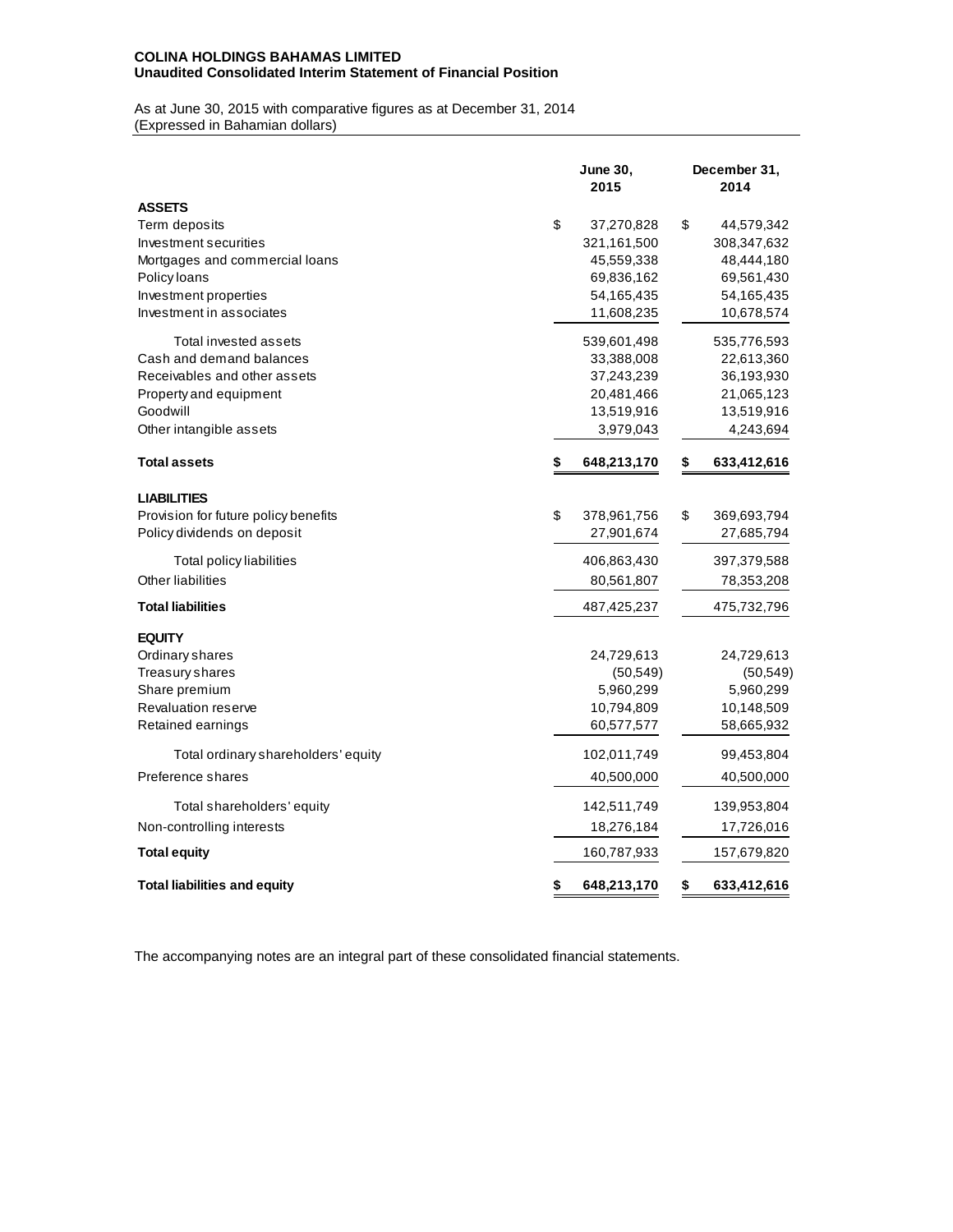**COLINA HOLDINGS BAHAMAS LIMITED**
**Unaudited Consolidated Interim Statement of Financial Position**

As at June 30, 2015 with comparative figures as at December 31, 2014
(Expressed in Bahamian dollars)

| | June 30, 2015 | December 31, 2014 |
|---|---|---|
| **ASSETS** | | |
| Term deposits | $ 37,270,828 | $ 44,579,342 |
| Investment securities | 321,161,500 | 308,347,632 |
| Mortgages and commercial loans | 45,559,338 | 48,444,180 |
| Policy loans | 69,836,162 | 69,561,430 |
| Investment properties | 54,165,435 | 54,165,435 |
| Investment in associates | 11,608,235 | 10,678,574 |
| Total invested assets | 539,601,498 | 535,776,593 |
| Cash and demand balances | 33,388,008 | 22,613,360 |
| Receivables and other assets | 37,243,239 | 36,193,930 |
| Property and equipment | 20,481,466 | 21,065,123 |
| Goodwill | 13,519,916 | 13,519,916 |
| Other intangible assets | 3,979,043 | 4,243,694 |
| **Total assets** | **$ 648,213,170** | **$ 633,412,616** |
| **LIABILITIES** | | |
| Provision for future policy benefits | $ 378,961,756 | $ 369,693,794 |
| Policy dividends on deposit | 27,901,674 | 27,685,794 |
| Total policy liabilities | 406,863,430 | 397,379,588 |
| Other liabilities | 80,561,807 | 78,353,208 |
| **Total liabilities** | 487,425,237 | 475,732,796 |
| **EQUITY** | | |
| Ordinary shares | 24,729,613 | 24,729,613 |
| Treasury shares | (50,549) | (50,549) |
| Share premium | 5,960,299 | 5,960,299 |
| Revaluation reserve | 10,794,809 | 10,148,509 |
| Retained earnings | 60,577,577 | 58,665,932 |
| Total ordinary shareholders' equity | 102,011,749 | 99,453,804 |
| Preference shares | 40,500,000 | 40,500,000 |
| Total shareholders' equity | 142,511,749 | 139,953,804 |
| Non-controlling interests | 18,276,184 | 17,726,016 |
| **Total equity** | 160,787,933 | 157,679,820 |
| **Total liabilities and equity** | **$ 648,213,170** | **$ 633,412,616** |

The accompanying notes are an integral part of these consolidated financial statements.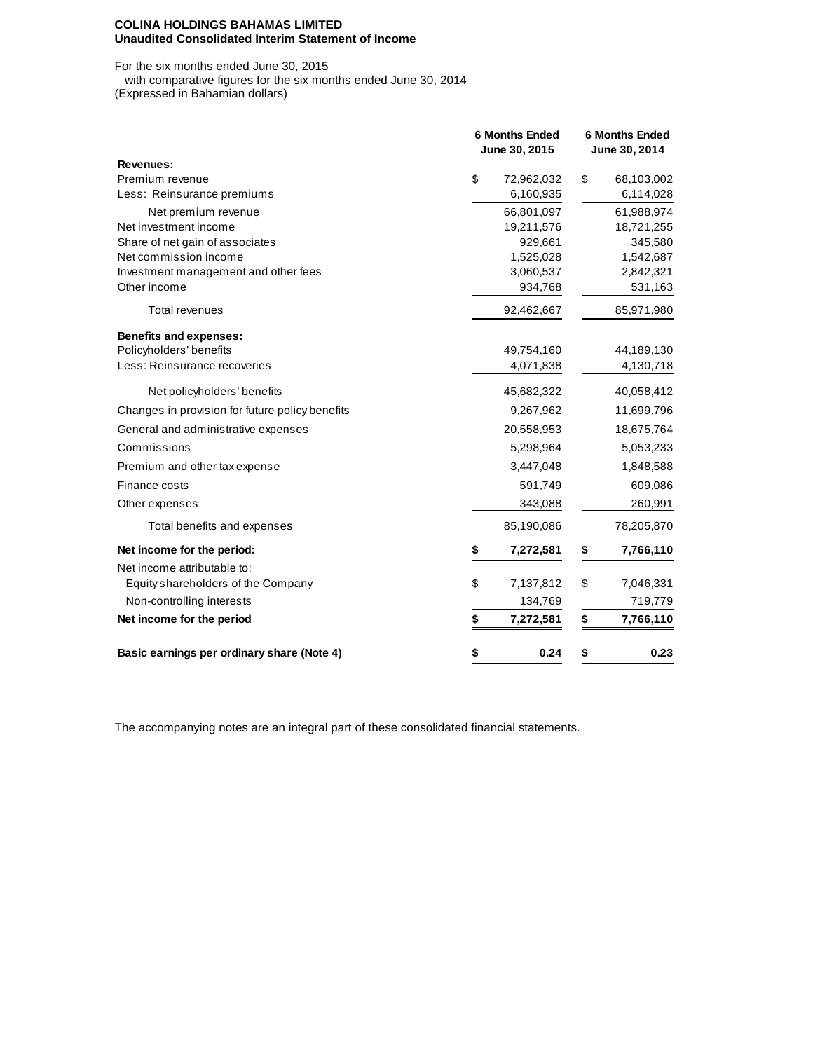**COLINA HOLDINGS BAHAMAS LIMITED**
**Unaudited Consolidated Interim Statement of Income**

For the six months ended June 30, 2015
with comparative figures for the six months ended June 30, 2014
(Expressed in Bahamian dollars)

| | 6 Months Ended June 30, 2015 | 6 Months Ended June 30, 2014 |
|---|---|---|
| **Revenues:** | | |
| Premium revenue | $ 72,962,032 | $ 68,103,002 |
| Less: Reinsurance premiums | 6,160,935 | 6,114,028 |
| Net premium revenue | 66,801,097 | 61,988,974 |
| Net investment income | 19,211,576 | 18,721,255 |
| Share of net gain of associates | 929,661 | 345,580 |
| Net commission income | 1,525,028 | 1,542,687 |
| Investment management and other fees | 3,060,537 | 2,842,321 |
| Other income | 934,768 | 531,163 |
| Total revenues | 92,462,667 | 85,971,980 |
| **Benefits and expenses:** | | |
| Policyholders' benefits | 49,754,160 | 44,189,130 |
| Less: Reinsurance recoveries | 4,071,838 | 4,130,718 |
| Net policyholders' benefits | 45,682,322 | 40,058,412 |
| Changes in provision for future policy benefits | 9,267,962 | 11,699,796 |
| General and administrative expenses | 20,558,953 | 18,675,764 |
| Commissions | 5,298,964 | 5,053,233 |
| Premium and other tax expense | 3,447,048 | 1,848,588 |
| Finance costs | 591,749 | 609,086 |
| Other expenses | 343,088 | 260,991 |
| Total benefits and expenses | 85,190,086 | 78,205,870 |
| **Net income for the period:** | **$ 7,272,581** | **$ 7,766,110** |
| Net income attributable to: | | |
| Equity shareholders of the Company | $ 7,137,812 | $ 7,046,331 |
| Non-controlling interests | 134,769 | 719,779 |
| **Net income for the period** | **$ 7,272,581** | **$ 7,766,110** |
| **Basic earnings per ordinary share (Note 4)** | **$ 0.24** | **$ 0.23** |

The accompanying notes are an integral part of these consolidated financial statements.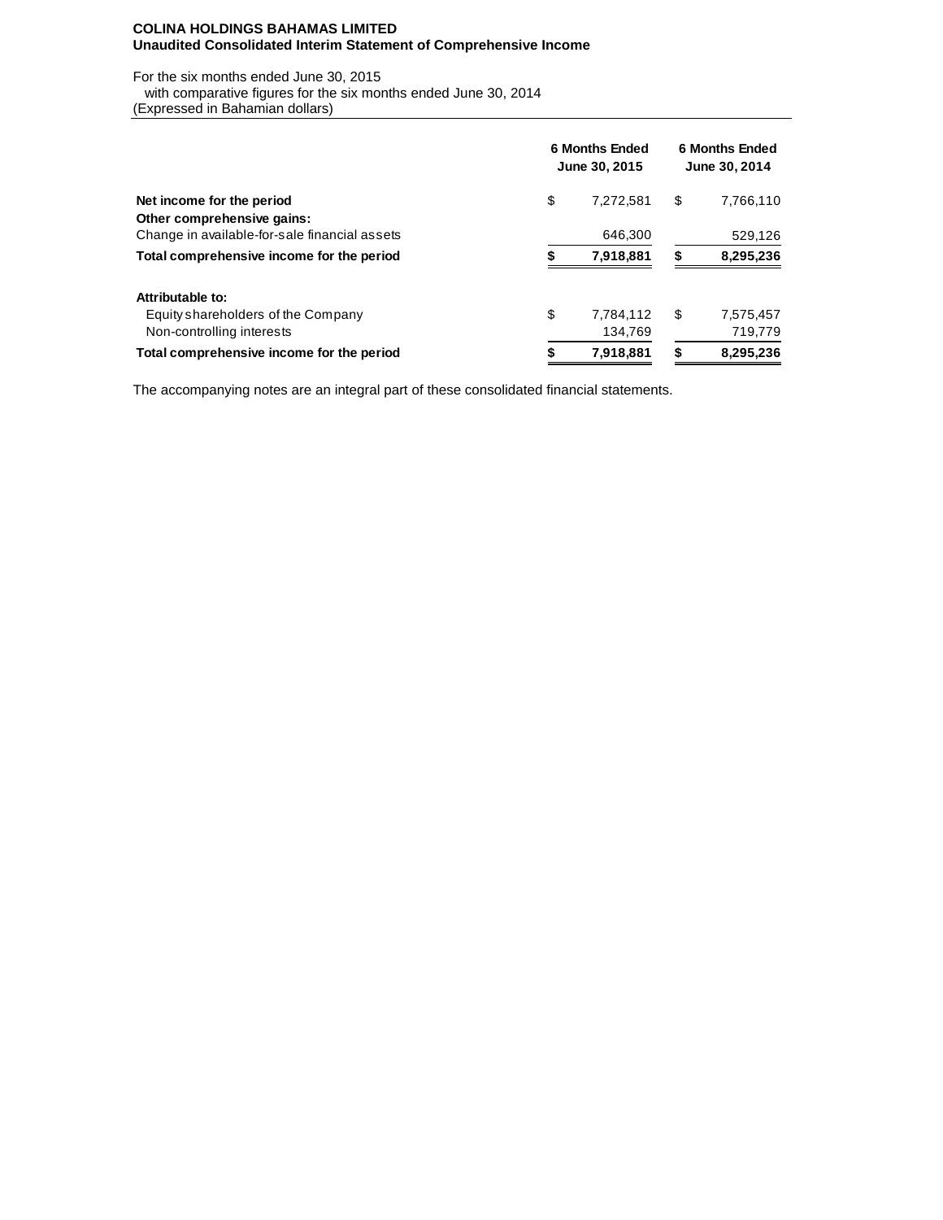**COLINA HOLDINGS BAHAMAS LIMITED**
**Unaudited Consolidated Interim Statement of Comprehensive Income**

For the six months ended June 30, 2015
with comparative figures for the six months ended June 30, 2014
(Expressed in Bahamian dollars)

| | 6 Months Ended June 30, 2015 | 6 Months Ended June 30, 2014 |
|---|---|---|
| **Net income for the period** | $ 7,272,581 | $ 7,766,110 |
| **Other comprehensive gains:** | | |
| Change in available-for-sale financial assets | 646,300 | 529,126 |
| **Total comprehensive income for the period** | **$ 7,918,881** | **$ 8,295,236** |
| | | |
| **Attributable to:** | | |
| Equity shareholders of the Company | $ 7,784,112 | $ 7,575,457 |
| Non-controlling interests | 134,769 | 719,779 |
| **Total comprehensive income for the period** | **$ 7,918,881** | **$ 8,295,236** |

The accompanying notes are an integral part of these consolidated financial statements.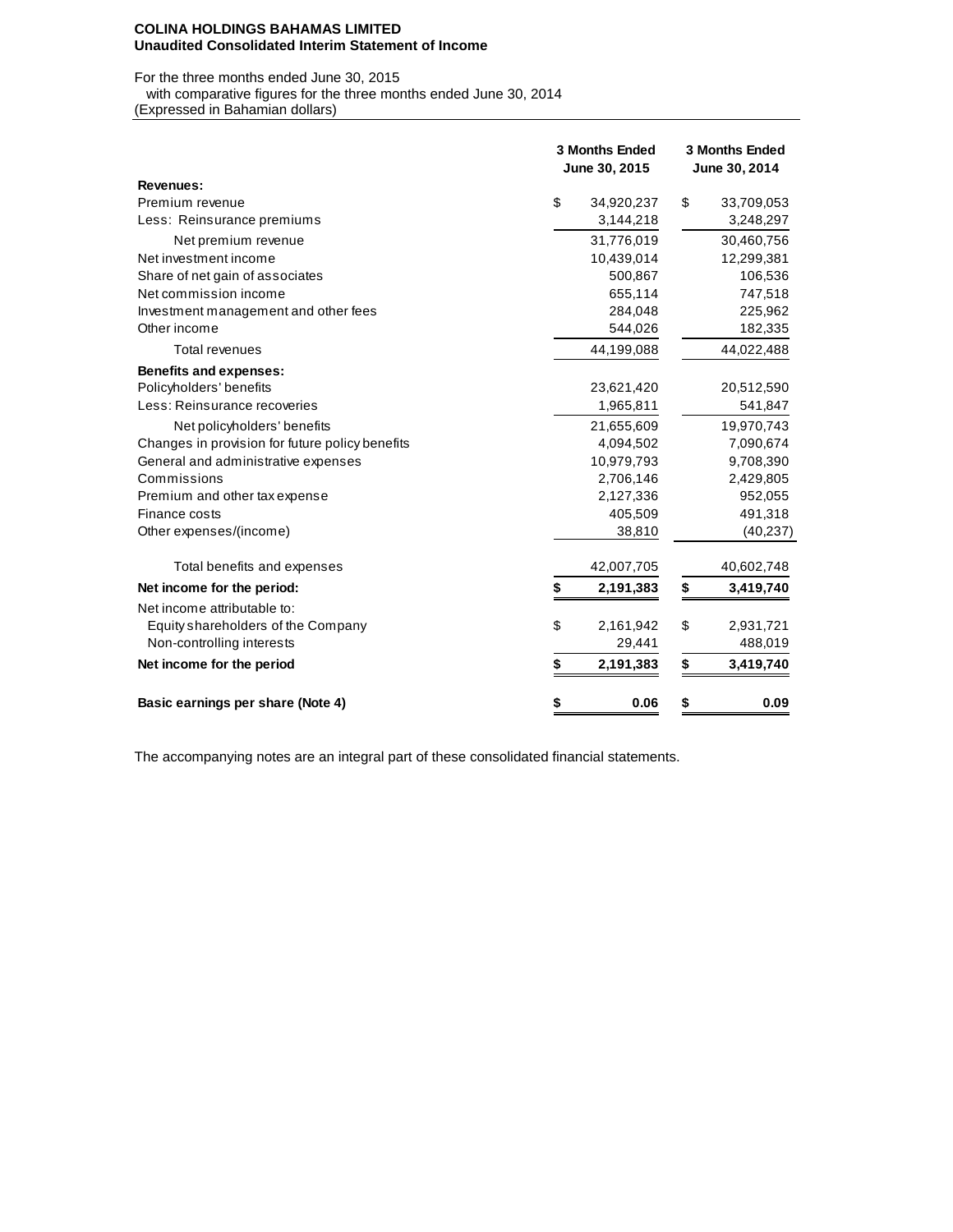**COLINA HOLDINGS BAHAMAS LIMITED**
**Unaudited Consolidated Interim Statement of Income**

For the three months ended June 30, 2015
with comparative figures for the three months ended June 30, 2014
(Expressed in Bahamian dollars)

| | 3 Months Ended June 30, 2015 | 3 Months Ended June 30, 2014 |
|---|---|---|
| **Revenues:** | | |
| Premium revenue | $ 34,920,237 | $ 33,709,053 |
| Less: Reinsurance premiums | 3,144,218 | 3,248,297 |
| Net premium revenue | 31,776,019 | 30,460,756 |
| Net investment income | 10,439,014 | 12,299,381 |
| Share of net gain of associates | 500,867 | 106,536 |
| Net commission income | 655,114 | 747,518 |
| Investment management and other fees | 284,048 | 225,962 |
| Other income | 544,026 | 182,335 |
| Total revenues | 44,199,088 | 44,022,488 |
| **Benefits and expenses:** | | |
| Policyholders' benefits | 23,621,420 | 20,512,590 |
| Less: Reinsurance recoveries | 1,965,811 | 541,847 |
| Net policyholders' benefits | 21,655,609 | 19,970,743 |
| Changes in provision for future policy benefits | 4,094,502 | 7,090,674 |
| General and administrative expenses | 10,979,793 | 9,708,390 |
| Commissions | 2,706,146 | 2,429,805 |
| Premium and other tax expense | 2,127,336 | 952,055 |
| Finance costs | 405,509 | 491,318 |
| Other expenses/(income) | 38,810 | (40,237) |
| Total benefits and expenses | 42,007,705 | 40,602,748 |
| **Net income for the period:** | **$ 2,191,383** | **$ 3,419,740** |
| Net income attributable to: | | |
| Equity shareholders of the Company | $ 2,161,942 | $ 2,931,721 |
| Non-controlling interests | 29,441 | 488,019 |
| **Net income for the period** | **$ 2,191,383** | **$ 3,419,740** |
| **Basic earnings per share (Note 4)** | **$ 0.06** | **$ 0.09** |

The accompanying notes are an integral part of these consolidated financial statements.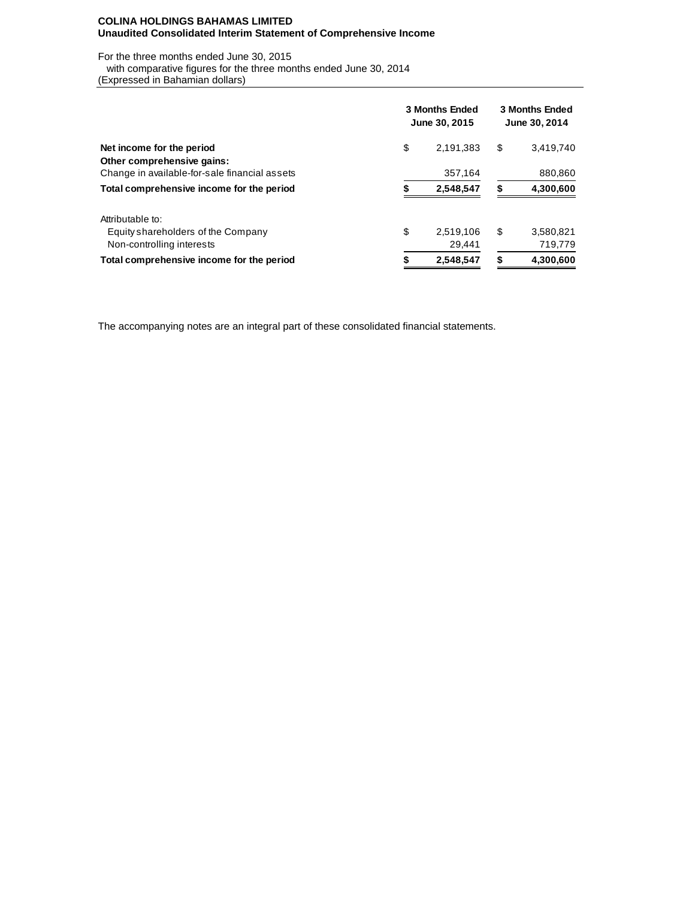**COLINA HOLDINGS BAHAMAS LIMITED**
**Unaudited Consolidated Interim Statement of Comprehensive Income**

For the three months ended June 30, 2015
with comparative figures for the three months ended June 30, 2014
(Expressed in Bahamian dollars)

| | 3 Months Ended June 30, 2015 | 3 Months Ended June 30, 2014 |
|---|---|---|
| **Net income for the period** | $ 2,191,383 | $ 3,419,740 |
| **Other comprehensive gains:** | | |
| Change in available-for-sale financial assets | 357,164 | 880,860 |
| **Total comprehensive income for the period** | **$ 2,548,547** | **$ 4,300,600** |
| | | |
| Attributable to: | | |
| Equity shareholders of the Company | $ 2,519,106 | $ 3,580,821 |
| Non-controlling interests | 29,441 | 719,779 |
| **Total comprehensive income for the period** | **$ 2,548,547** | **$ 4,300,600** |

The accompanying notes are an integral part of these consolidated financial statements.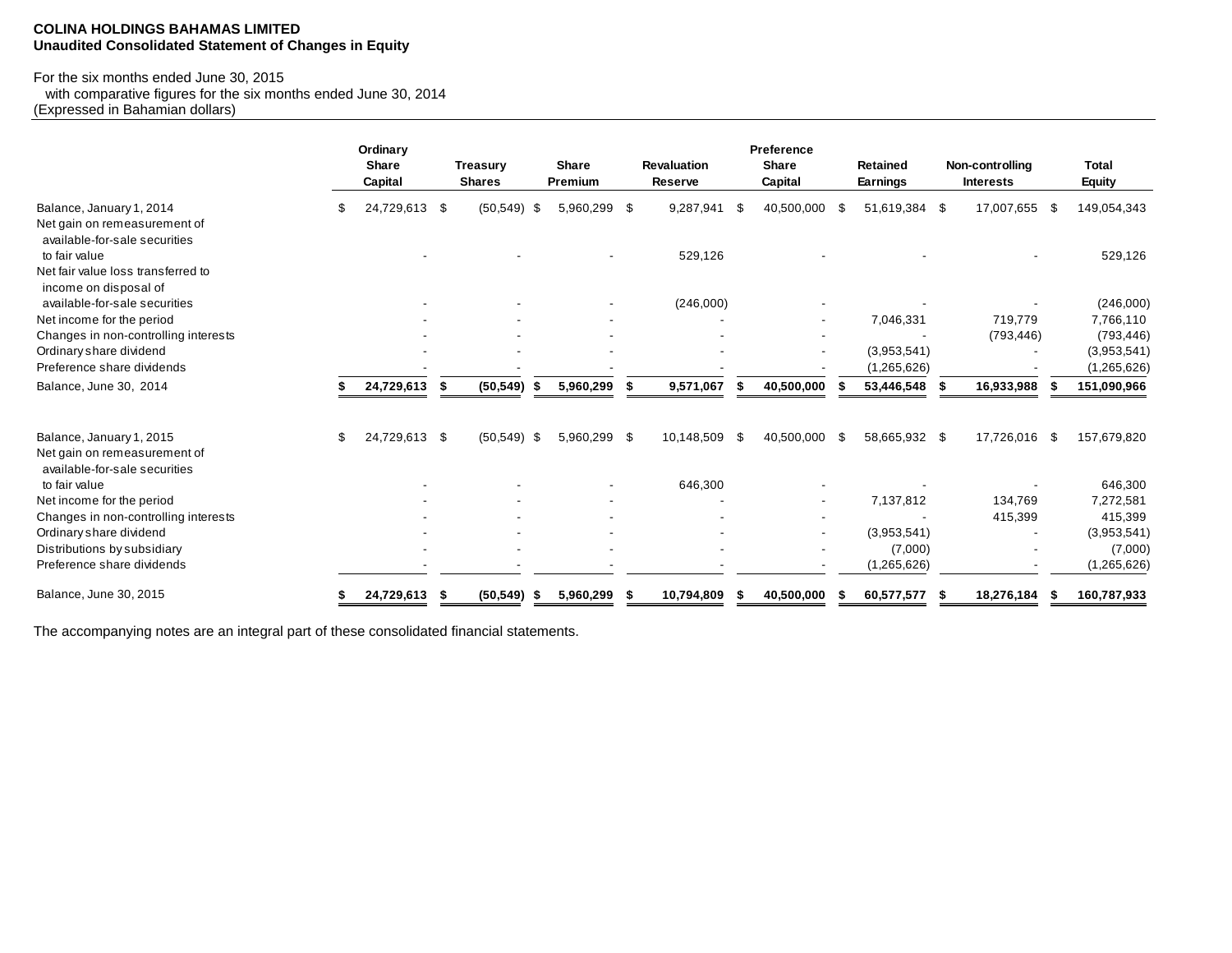**COLINA HOLDINGS BAHAMAS LIMITED**
**Unaudited Consolidated Statement of Changes in Equity**

For the six months ended June 30, 2015
with comparative figures for the six months ended June 30, 2014
(Expressed in Bahamian dollars)

| | Ordinary Share Capital | Treasury Shares | Share Premium | Revaluation Reserve | Preference Share Capital | Retained Earnings | Non-controlling Interests | Total Equity |
|---|---|---|---|---|---|---|---|---|
| Balance, January 1, 2014 | $ 24,729,613 | $ (50,549) | $ 5,960,299 | $ 9,287,941 | $ 40,500,000 | $ 51,619,384 | $ 17,007,655 | $ 149,054,343 |
| Net gain on remeasurement of available-for-sale securities to fair value | - | - | - | 529,126 | - | - | - | 529,126 |
| Net fair value loss transferred to income on disposal of available-for-sale securities | - | - | - | (246,000) | - | - | - | (246,000) |
| Net income for the period | - | - | - | - | - | 7,046,331 | 719,779 | 7,766,110 |
| Changes in non-controlling interests | - | - | - | - | - | - | (793,446) | (793,446) |
| Ordinary share dividend | - | - | - | - | - | (3,953,541) | - | (3,953,541) |
| Preference share dividends | - | - | - | - | - | (1,265,626) | - | (1,265,626) |
| Balance, June 30, 2014 | **$ 24,729,613** | **$ (50,549)** | **$ 5,960,299** | **$ 9,571,067** | **$ 40,500,000** | **$ 53,446,548** | **$ 16,933,988** | **$ 151,090,966** |
| | | | | | | | | |
| Balance, January 1, 2015 | $ 24,729,613 | $ (50,549) | $ 5,960,299 | $ 10,148,509 | $ 40,500,000 | $ 58,665,932 | $ 17,726,016 | $ 157,679,820 |
| Net gain on remeasurement of available-for-sale securities to fair value | - | - | - | 646,300 | - | - | - | 646,300 |
| Net income for the period | - | - | - | - | - | 7,137,812 | 134,769 | 7,272,581 |
| Changes in non-controlling interests | - | - | - | - | - | - | 415,399 | 415,399 |
| Ordinary share dividend | - | - | - | - | - | (3,953,541) | - | (3,953,541) |
| Distributions by subsidiary | - | - | - | - | - | (7,000) | - | (7,000) |
| Preference share dividends | - | - | - | - | - | (1,265,626) | - | (1,265,626) |
| Balance, June 30, 2015 | **$ 24,729,613** | **$ (50,549)** | **$ 5,960,299** | **$ 10,794,809** | **$ 40,500,000** | **$ 60,577,577** | **$ 18,276,184** | **$ 160,787,933** |

The accompanying notes are an integral part of these consolidated financial statements.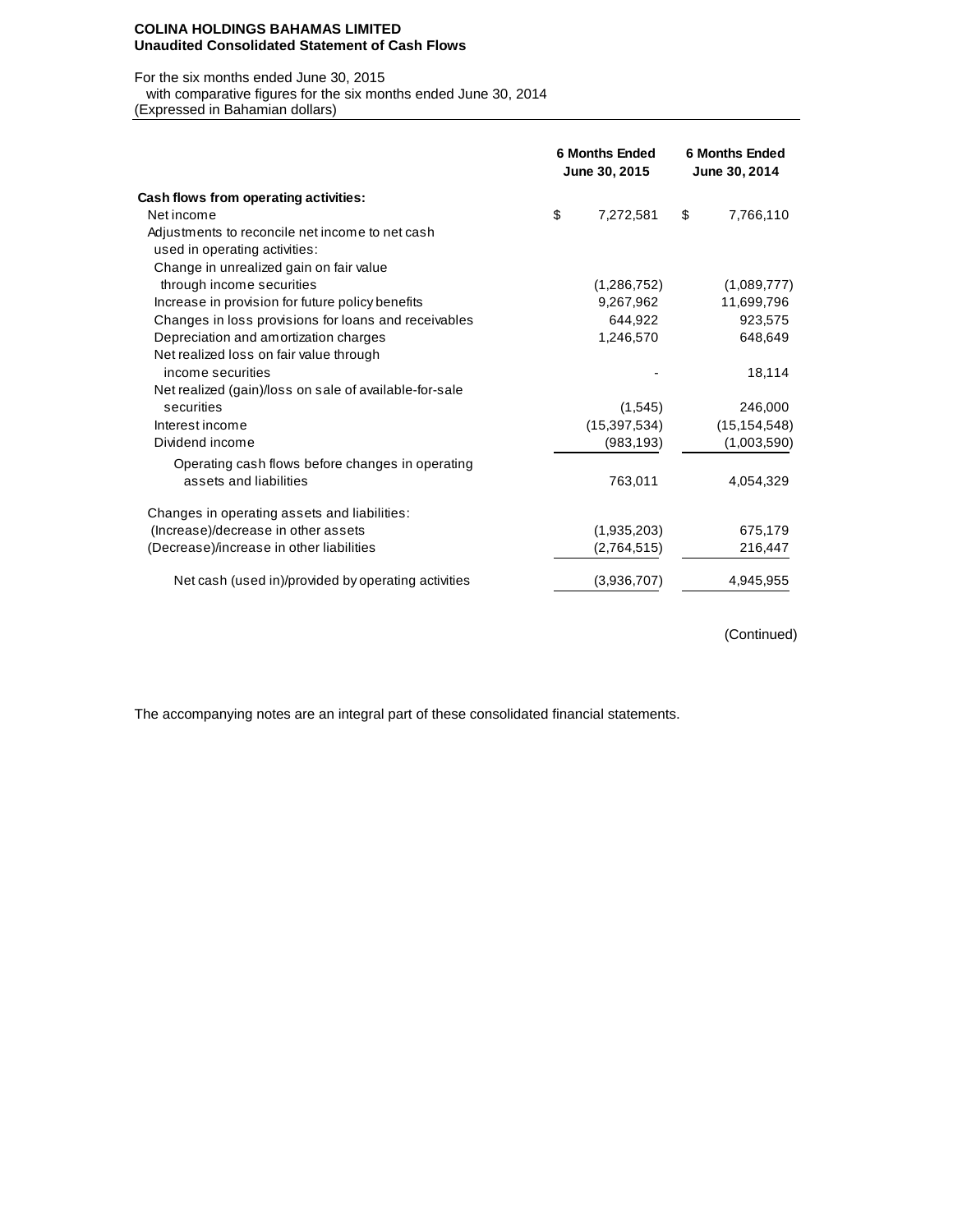**COLINA HOLDINGS BAHAMAS LIMITED**
**Unaudited Consolidated Statement of Cash Flows**

For the six months ended June 30, 2015
with comparative figures for the six months ended June 30, 2014
(Expressed in Bahamian dollars)

| | 6 Months Ended June 30, 2015 | 6 Months Ended June 30, 2014 |
|---|---|---|
| **Cash flows from operating activities:** | | |
| Net income | $ 7,272,581 | $ 7,766,110 |
| Adjustments to reconcile net income to net cash used in operating activities: | | |
| Change in unrealized gain on fair value through income securities | (1,286,752) | (1,089,777) |
| Increase in provision for future policy benefits | 9,267,962 | 11,699,796 |
| Changes in loss provisions for loans and receivables | 644,922 | 923,575 |
| Depreciation and amortization charges | 1,246,570 | 648,649 |
| Net realized loss on fair value through income securities | - | 18,114 |
| Net realized (gain)/loss on sale of available-for-sale securities | (1,545) | 246,000 |
| Interest income | (15,397,534) | (15,154,548) |
| Dividend income | (983,193) | (1,003,590) |
| Operating cash flows before changes in operating assets and liabilities | 763,011 | 4,054,329 |
| Changes in operating assets and liabilities: | | |
| (Increase)/decrease in other assets | (1,935,203) | 675,179 |
| (Decrease)/increase in other liabilities | (2,764,515) | 216,447 |
| Net cash (used in)/provided by operating activities | (3,936,707) | 4,945,955 |

(Continued)

The accompanying notes are an integral part of these consolidated financial statements.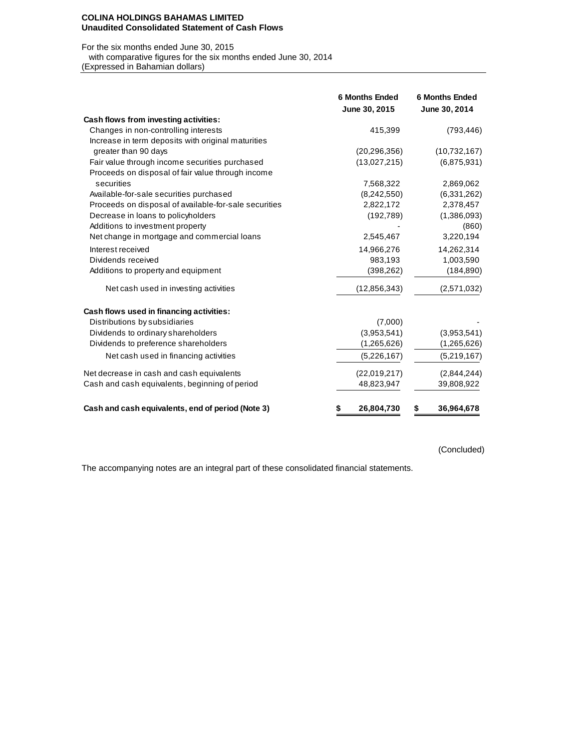**COLINA HOLDINGS BAHAMAS LIMITED**
**Unaudited Consolidated Statement of Cash Flows**

For the six months ended June 30, 2015
with comparative figures for the six months ended June 30, 2014
(Expressed in Bahamian dollars)

| | 6 Months Ended June 30, 2015 | 6 Months Ended June 30, 2014 |
|---|---|---|
| **Cash flows from investing activities:** | | |
| Changes in non-controlling interests | 415,399 | (793,446) |
| Increase in term deposits with original maturities greater than 90 days | (20,296,356) | (10,732,167) |
| Fair value through income securities purchased | (13,027,215) | (6,875,931) |
| Proceeds on disposal of fair value through income securities | 7,568,322 | 2,869,062 |
| Available-for-sale securities purchased | (8,242,550) | (6,331,262) |
| Proceeds on disposal of available-for-sale securities | 2,822,172 | 2,378,457 |
| Decrease in loans to policyholders | (192,789) | (1,386,093) |
| Additions to investment property | - | (860) |
| Net change in mortgage and commercial loans | 2,545,467 | 3,220,194 |
| Interest received | 14,966,276 | 14,262,314 |
| Dividends received | 983,193 | 1,003,590 |
| Additions to property and equipment | (398,262) | (184,890) |
| Net cash used in investing activities | (12,856,343) | (2,571,032) |
| **Cash flows used in financing activities:** | | |
| Distributions by subsidiaries | (7,000) | - |
| Dividends to ordinary shareholders | (3,953,541) | (3,953,541) |
| Dividends to preference shareholders | (1,265,626) | (1,265,626) |
| Net cash used in financing activities | (5,226,167) | (5,219,167) |
| Net decrease in cash and cash equivalents | (22,019,217) | (2,844,244) |
| Cash and cash equivalents, beginning of period | 48,823,947 | 39,808,922 |
| **Cash and cash equivalents, end of period (Note 3)** | **$ 26,804,730** | **$ 36,964,678** |

(Concluded)

The accompanying notes are an integral part of these consolidated financial statements.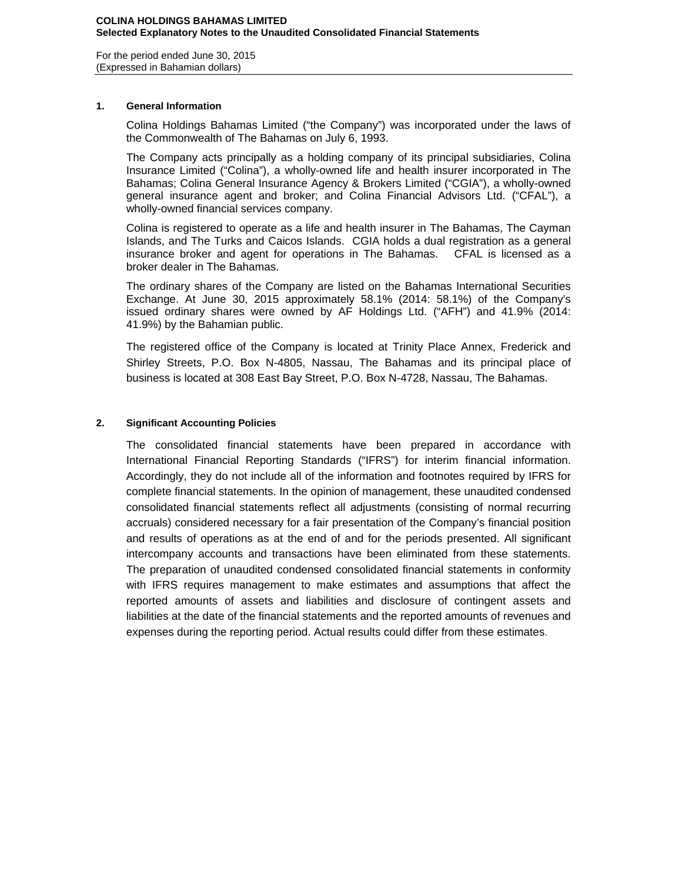# COLINA HOLDINGS BAHAMAS LIMITED
## Selected Explanatory Notes to the Unaudited Consolidated Financial Statements

For the period ended June 30, 2015
(Expressed in Bahamian dollars)

### 1. General Information

Colina Holdings Bahamas Limited ("the Company") was incorporated under the laws of the Commonwealth of The Bahamas on July 6, 1993.

The Company acts principally as a holding company of its principal subsidiaries, Colina Insurance Limited ("Colina"), a wholly-owned life and health insurer incorporated in The Bahamas; Colina General Insurance Agency & Brokers Limited ("CGIA"), a wholly-owned general insurance agent and broker; and Colina Financial Advisors Ltd. ("CFAL"), a wholly-owned financial services company.

Colina is registered to operate as a life and health insurer in The Bahamas, The Cayman Islands, and The Turks and Caicos Islands. CGIA holds a dual registration as a general insurance broker and agent for operations in The Bahamas. CFAL is licensed as a broker dealer in The Bahamas.

The ordinary shares of the Company are listed on the Bahamas International Securities Exchange. At June 30, 2015 approximately 58.1% (2014: 58.1%) of the Company's issued ordinary shares were owned by AF Holdings Ltd. ("AFH") and 41.9% (2014: 41.9%) by the Bahamian public.

The registered office of the Company is located at Trinity Place Annex, Frederick and Shirley Streets, P.O. Box N-4805, Nassau, The Bahamas and its principal place of business is located at 308 East Bay Street, P.O. Box N-4728, Nassau, The Bahamas.

### 2. Significant Accounting Policies

The consolidated financial statements have been prepared in accordance with International Financial Reporting Standards ("IFRS") for interim financial information. Accordingly, they do not include all of the information and footnotes required by IFRS for complete financial statements. In the opinion of management, these unaudited condensed consolidated financial statements reflect all adjustments (consisting of normal recurring accruals) considered necessary for a fair presentation of the Company's financial position and results of operations as at the end of and for the periods presented. All significant intercompany accounts and transactions have been eliminated from these statements. The preparation of unaudited condensed consolidated financial statements in conformity with IFRS requires management to make estimates and assumptions that affect the reported amounts of assets and liabilities and disclosure of contingent assets and liabilities at the date of the financial statements and the reported amounts of revenues and expenses during the reporting period. Actual results could differ from these estimates.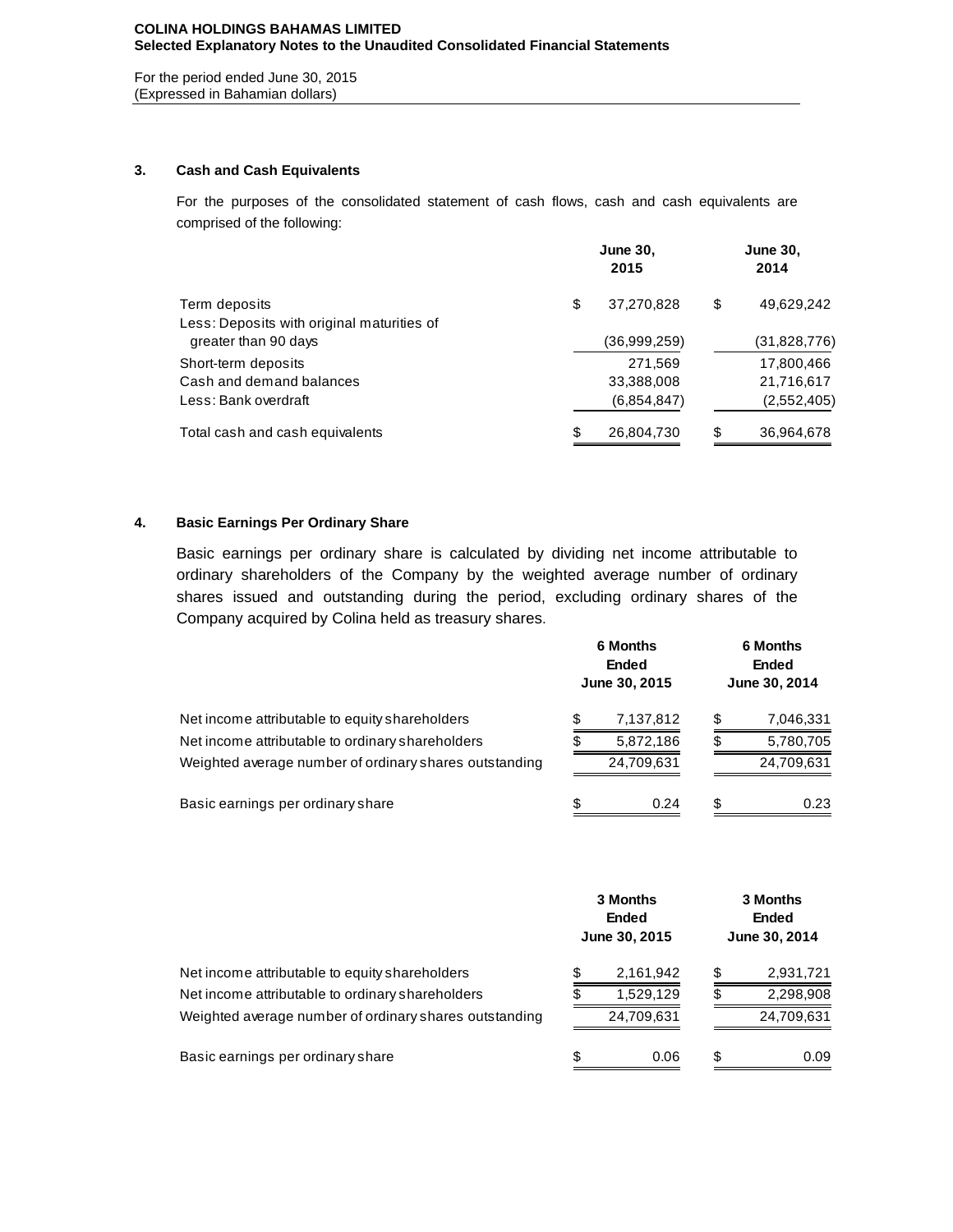**COLINA HOLDINGS BAHAMAS LIMITED**
**Selected Explanatory Notes to the Unaudited Consolidated Financial Statements**

For the period ended June 30, 2015
(Expressed in Bahamian dollars)

### 3. Cash and Cash Equivalents

For the purposes of the consolidated statement of cash flows, cash and cash equivalents are comprised of the following:

| | June 30, 2015 | June 30, 2014 |
|---|---|---|
| Term deposits | $ 37,270,828 | $ 49,629,242 |
| Less: Deposits with original maturities of greater than 90 days | (36,999,259) | (31,828,776) |
| Short-term deposits | 271,569 | 17,800,466 |
| Cash and demand balances | 33,388,008 | 21,716,617 |
| Less: Bank overdraft | (6,854,847) | (2,552,405) |
| Total cash and cash equivalents | $ 26,804,730 | $ 36,964,678 |

### 4. Basic Earnings Per Ordinary Share

Basic earnings per ordinary share is calculated by dividing net income attributable to ordinary shareholders of the Company by the weighted average number of ordinary shares issued and outstanding during the period, excluding ordinary shares of the Company acquired by Colina held as treasury shares.

| | 6 Months Ended June 30, 2015 | 6 Months Ended June 30, 2014 |
|---|---|---|
| Net income attributable to equity shareholders | $ 7,137,812 | $ 7,046,331 |
| Net income attributable to ordinary shareholders | $ 5,872,186 | $ 5,780,705 |
| Weighted average number of ordinary shares outstanding | 24,709,631 | 24,709,631 |
| Basic earnings per ordinary share | $ 0.24 | $ 0.23 |

| | 3 Months Ended June 30, 2015 | 3 Months Ended June 30, 2014 |
|---|---|---|
| Net income attributable to equity shareholders | $ 2,161,942 | $ 2,931,721 |
| Net income attributable to ordinary shareholders | $ 1,529,129 | $ 2,298,908 |
| Weighted average number of ordinary shares outstanding | 24,709,631 | 24,709,631 |
| Basic earnings per ordinary share | $ 0.06 | $ 0.09 |